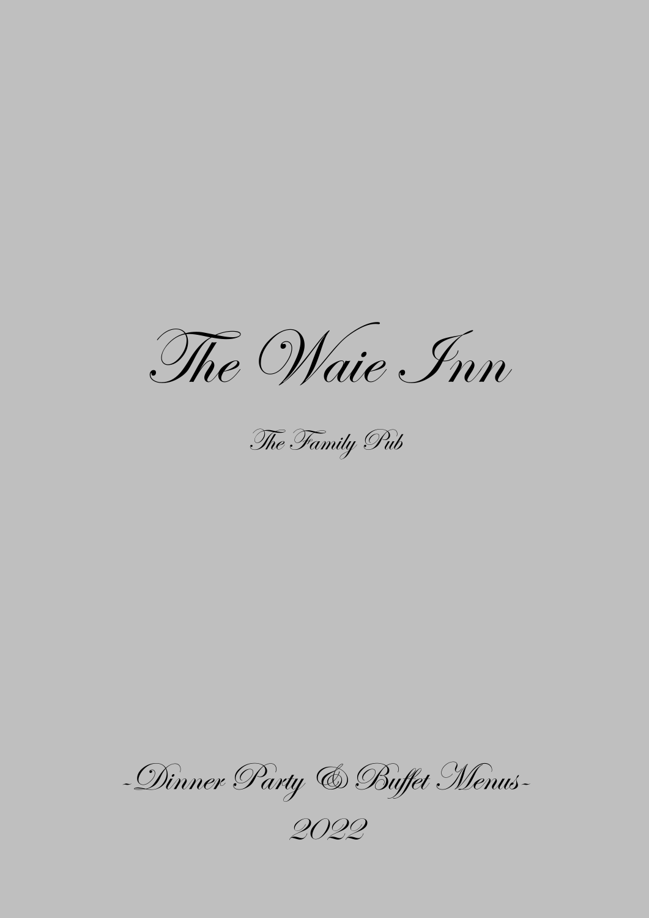# The Waie Inn

*The Family Pub*

## -Dinner Party & Buffet Menus-

## 2022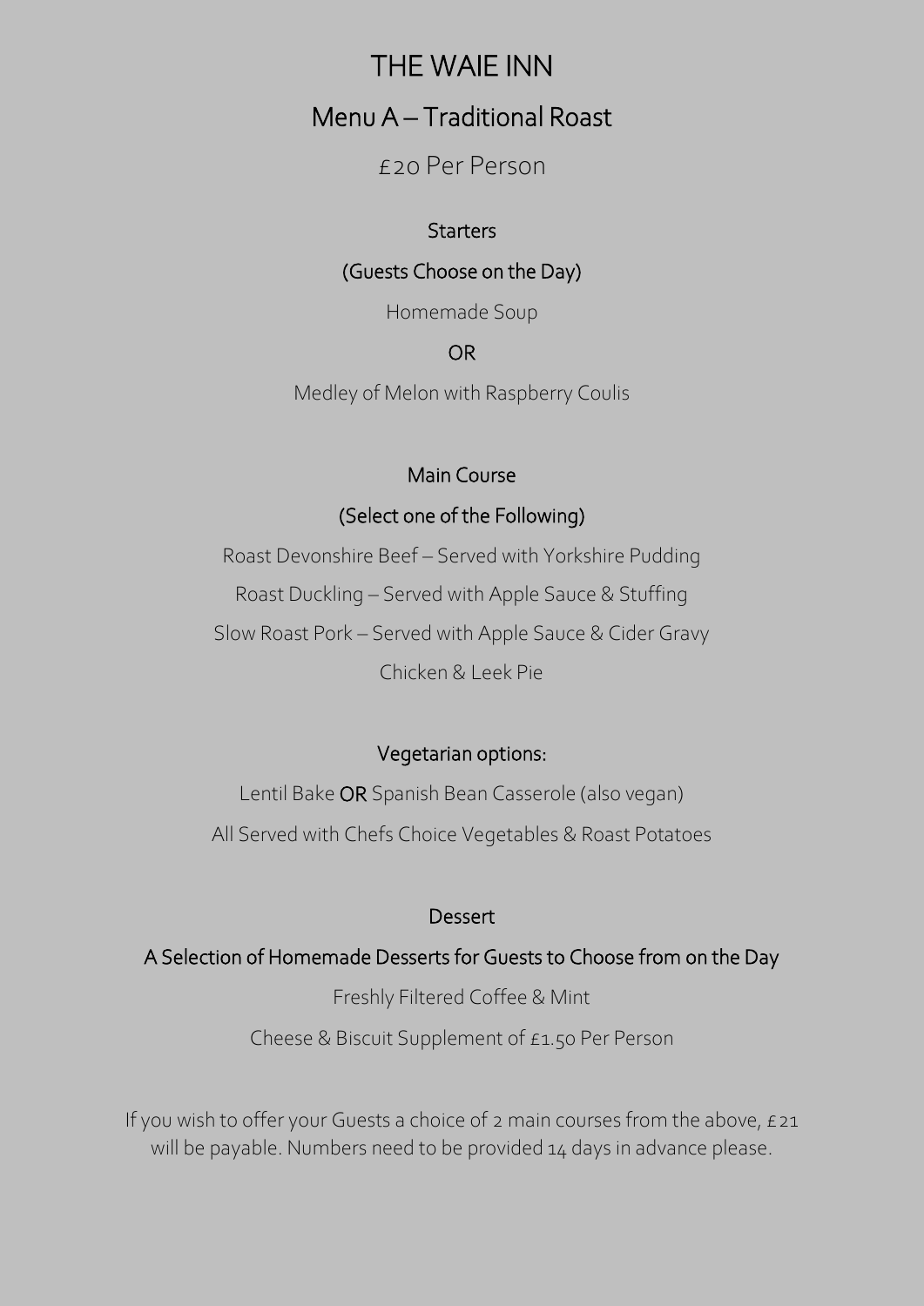# THE WAIE INN

## Menu A – Traditional Roast

£20 Per Person

### Starters

**(Guests Choose on the Day)**

Homemade Soup

**OR**

Medley of Melon with Raspberry Coulis

### Main Course

**(Select one of the Following)**

Roast Devonshire Beef – Served with Yorkshire Pudding

Roast Duckling – Served with Apple Sauce & Stuffing

Slow Roast Pork – Served with Apple Sauce & Cider Gravy

Chicken & Leek Pie

### Vegetarian options:

Lentil Bake **OR** Spanish Bean Casserole (also vegan)

All Served with Chefs Choice Vegetables & Roast Potatoes

### Dessert

**A Selection of Homemade Desserts for Guests to Choose from on the Day**

Freshly Filtered Coffee & Mint

Cheese & Biscuit Supplement of £1.50 Per Person

If you wish to offer your Guests a choice of 2 main courses from the above, £21 will be payable. Numbers need to be provided 14 days in advance please.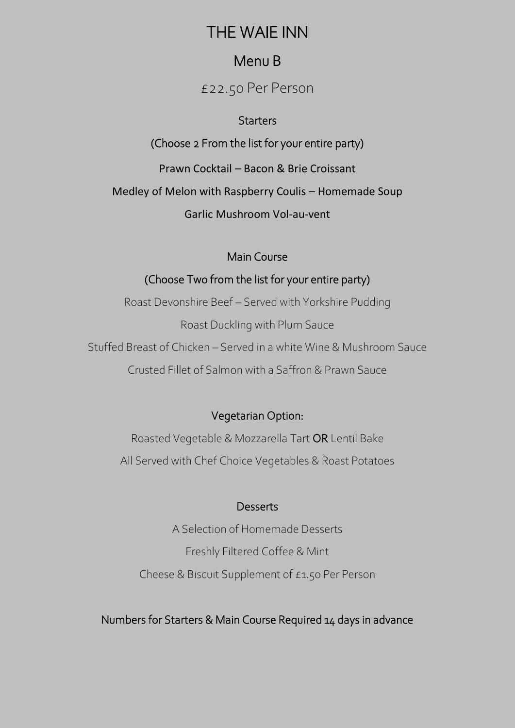# THE WAIE INN

## Menu B

£22.50 Per Person

### Starters

(Choose 2 From the list for your entire party)

Prawn Cocktail – Bacon & Brie Croissant

Medley of Melon with Raspberry Coulis – Homemade Soup

Garlic Mushroom Vol-au-vent

### Main Course

(Choose Two from the list for your entire party)

Roast Devonshire Beef – Served with Yorkshire Pudding

Roast Duckling with Plum Sauce

Stuffed Breast of Chicken – Served in a white Wine & Mushroom Sauce

Crusted Fillet of Salmon with a Saffron & Prawn Sauce

### Vegetarian Option:

Roasted Vegetable & Mozzarella Tart **OR** Lentil Bake

All Served with Chef Choice Vegetables & Roast Potatoes

### Desserts

A Selection of Homemade Desserts

Freshly Filtered Coffee & Mint

Cheese & Biscuit Supplement of £1.50 Per Person

Numbers for Starters & Main Course Required 14 days in advance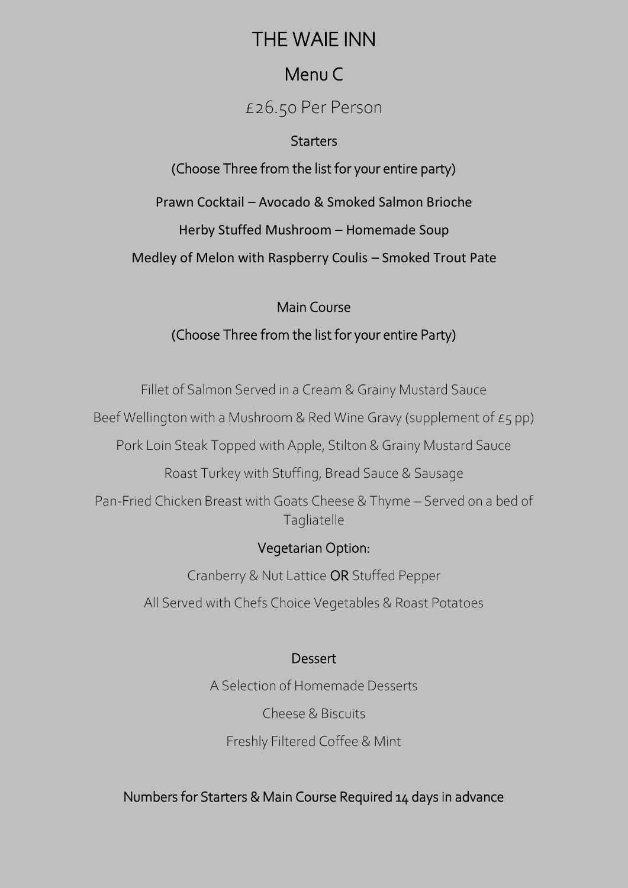# THE WAIE INN

## Menu C

£26.50 Per Person

### Starters

(Choose Three from the list for your entire party)

Prawn Cocktail – Avocado & Smoked Salmon Brioche

Herby Stuffed Mushroom – Homemade Soup

Medley of Melon with Raspberry Coulis – Smoked Trout Pate

### Main Course

(Choose Three from the list for your entire Party)

Fillet of Salmon Served in a Cream & Grainy Mustard Sauce

Beef Wellington with a Mushroom & Red Wine Gravy (supplement of £5 pp)

Pork Loin Steak Topped with Apple, Stilton & Grainy Mustard Sauce

Roast Turkey with Stuffing, Bread Sauce & Sausage

Pan-Fried Chicken Breast with Goats Cheese & Thyme – Served on a bed of Tagliatelle

Vegetarian Option:

Cranberry & Nut Lattice **OR** Stuffed Pepper

All Served with Chefs Choice Vegetables & Roast Potatoes

### Dessert

A Selection of Homemade Desserts

Cheese & Biscuits

Freshly Filtered Coffee & Mint

Numbers for Starters & Main Course Required 14 days in advance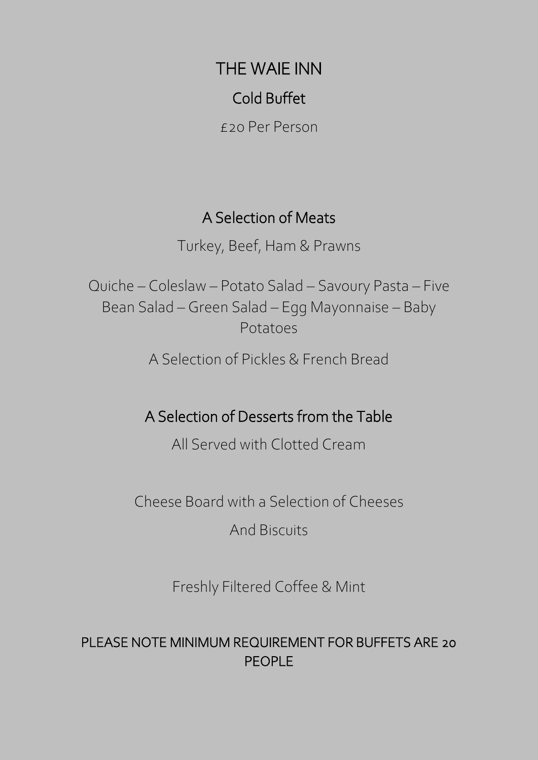# THE WAIE INN

## Cold Buffet

£20 Per Person

## A Selection of Meats

Turkey, Beef, Ham & Prawns

Quiche – Coleslaw – Potato Salad – Savoury Pasta – Five Bean Salad – Green Salad – Egg Mayonnaise – Baby Potatoes

A Selection of Pickles & French Bread

## A Selection of Desserts from the Table

All Served with Clotted Cream

Cheese Board with a Selection of Cheeses

And Biscuits

Freshly Filtered Coffee & Mint

PLEASE NOTE MINIMUM REQUIREMENT FOR BUFFETS ARE 20 PEOPLE